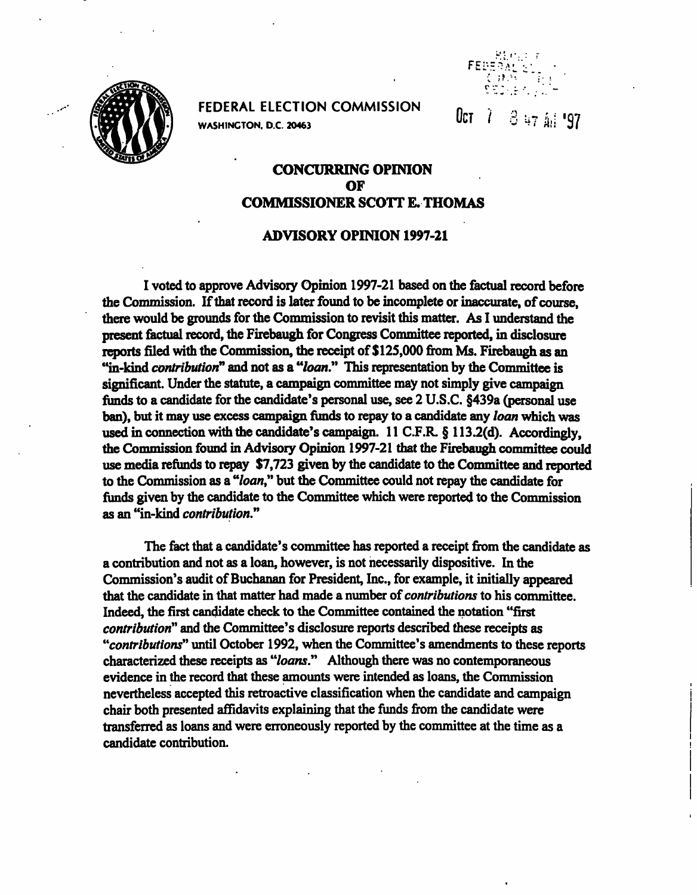FEDERAL ELECTION COMMISSION
WASHINGTON, D.C. 20463

OCT 7 8 47 AM '97

# CONCURRING OPINION OF COMMISSIONER SCOTT E. THOMAS

## ADVISORY OPINION 1997-21

I voted to approve Advisory Opinion 1997-21 based on the factual record before the Commission. If that record is later found to be incomplete or inaccurate, of course, there would be grounds for the Commission to revisit this matter. As I understand the present factual record, the Firebaugh for Congress Committee reported, in disclosure reports filed with the Commission, the receipt of $125,000 from Ms. Firebaugh as an "in-kind *contribution*" and not as a "*loan*." This representation by the Committee is significant. Under the statute, a campaign committee may not simply give campaign funds to a candidate for the candidate's personal use, see 2 U.S.C. §439a (personal use ban), but it may use excess campaign funds to repay to a candidate any *loan* which was used in connection with the candidate's campaign. 11 C.F.R. § 113.2(d). Accordingly, the Commission found in Advisory Opinion 1997-21 that the Firebaugh committee could use media refunds to repay $7,723 given by the candidate to the Committee and reported to the Commission as a "*loan*," but the Committee could not repay the candidate for funds given by the candidate to the Committee which were reported to the Commission as an "in-kind *contribution*."

The fact that a candidate's committee has reported a receipt from the candidate as a contribution and not as a loan, however, is not necessarily dispositive. In the Commission's audit of Buchanan for President, Inc., for example, it initially appeared that the candidate in that matter had made a number of *contributions* to his committee. Indeed, the first candidate check to the Committee contained the notation "first *contribution*" and the Committee's disclosure reports described these receipts as "*contributions*" until October 1992, when the Committee's amendments to these reports characterized these receipts as "*loans*." Although there was no contemporaneous evidence in the record that these amounts were intended as loans, the Commission nevertheless accepted this retroactive classification when the candidate and campaign chair both presented affidavits explaining that the funds from the candidate were transferred as loans and were erroneously reported by the committee at the time as a candidate contribution.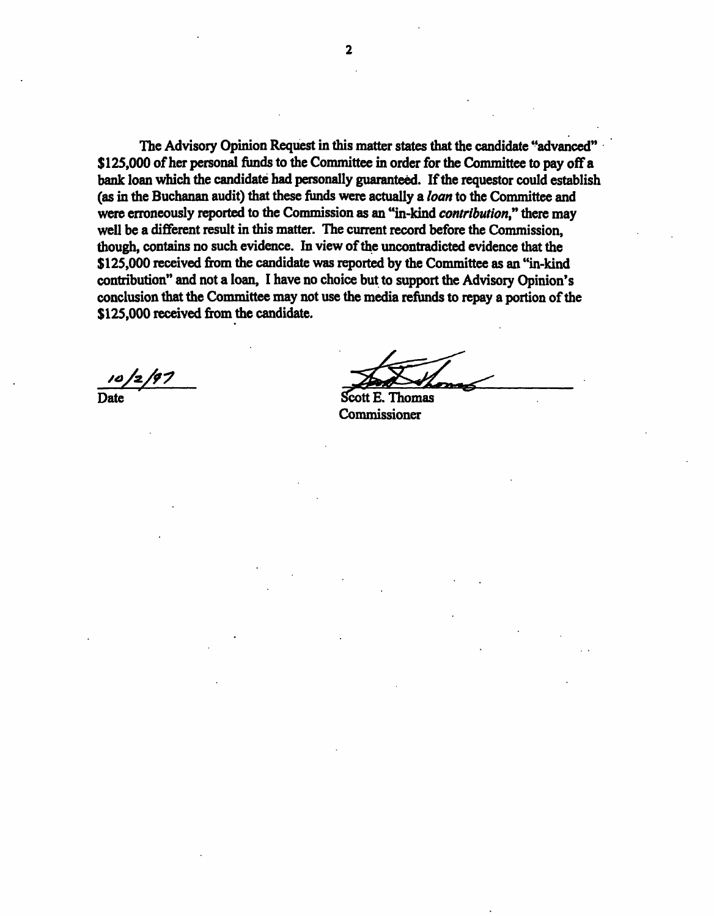The Advisory Opinion Request in this matter states that the candidate "advanced" $125,000 of her personal funds to the Committee in order for the Committee to pay off a bank loan which the candidate had personally guaranteed. If the requestor could establish (as in the Buchanan audit) that these funds were actually a *loan* to the Committee and were erroneously reported to the Commission as an "in-kind *contribution*," there may well be a different result in this matter. The current record before the Commission, though, contains no such evidence. In view of the uncontradicted evidence that the $125,000 received from the candidate was reported by the Committee as an "in-kind contribution" and not a loan, I have no choice but to support the Advisory Opinion's conclusion that the Committee may not use the media refunds to repay a portion of the $125,000 received from the candidate.

10/2/97
Date

Scott E. Thomas
Commissioner